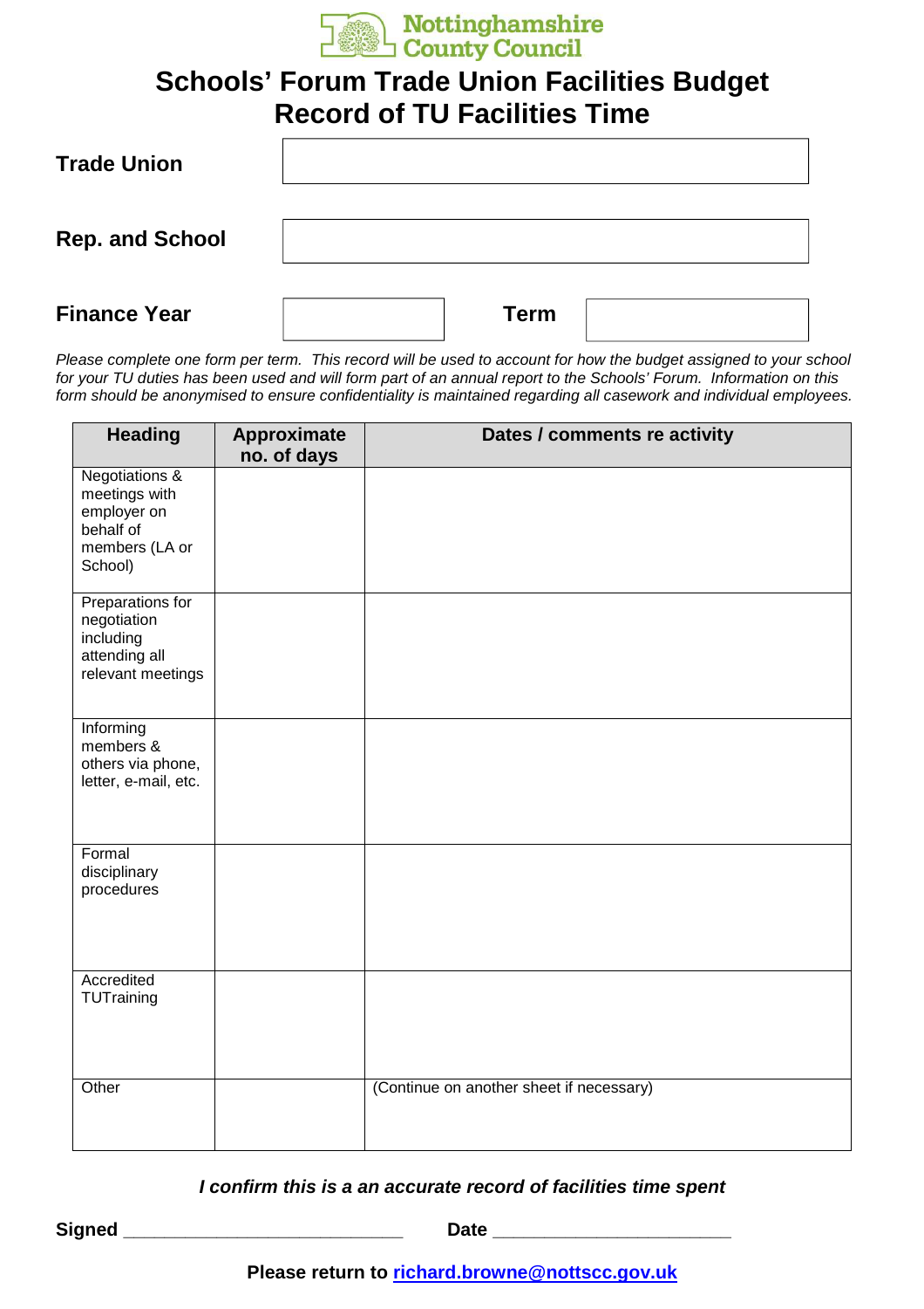Nottinghamshire County Council

# Schools' Forum Trade Union Facilities Budget
# Record of TU Facilities Time

**Trade Union**

**Rep. and School**

**Finance Year** | **Term**

*Please complete one form per term. This record will be used to account for how the budget assigned to your school for your TU duties has been used and will form part of an annual report to the Schools' Forum. Information on this form should be anonymised to ensure confidentiality is maintained regarding all casework and individual employees.*

| Heading | Approximate no. of days | Dates / comments re activity |
|---|---|---|
| Negotiations & meetings with employer on behalf of members (LA or School) | | |
| Preparations for negotiation including attending all relevant meetings | | |
| Informing members & others via phone, letter, e-mail, etc. | | |
| Formal disciplinary procedures | | |
| Accredited TUTraining | | |
| Other | | (Continue on another sheet if necessary) |

***I confirm this is a an accurate record of facilities time spent***

**Signed** ___________________________ **Date** _______________________

**Please return to richard.browne@nottscc.gov.uk**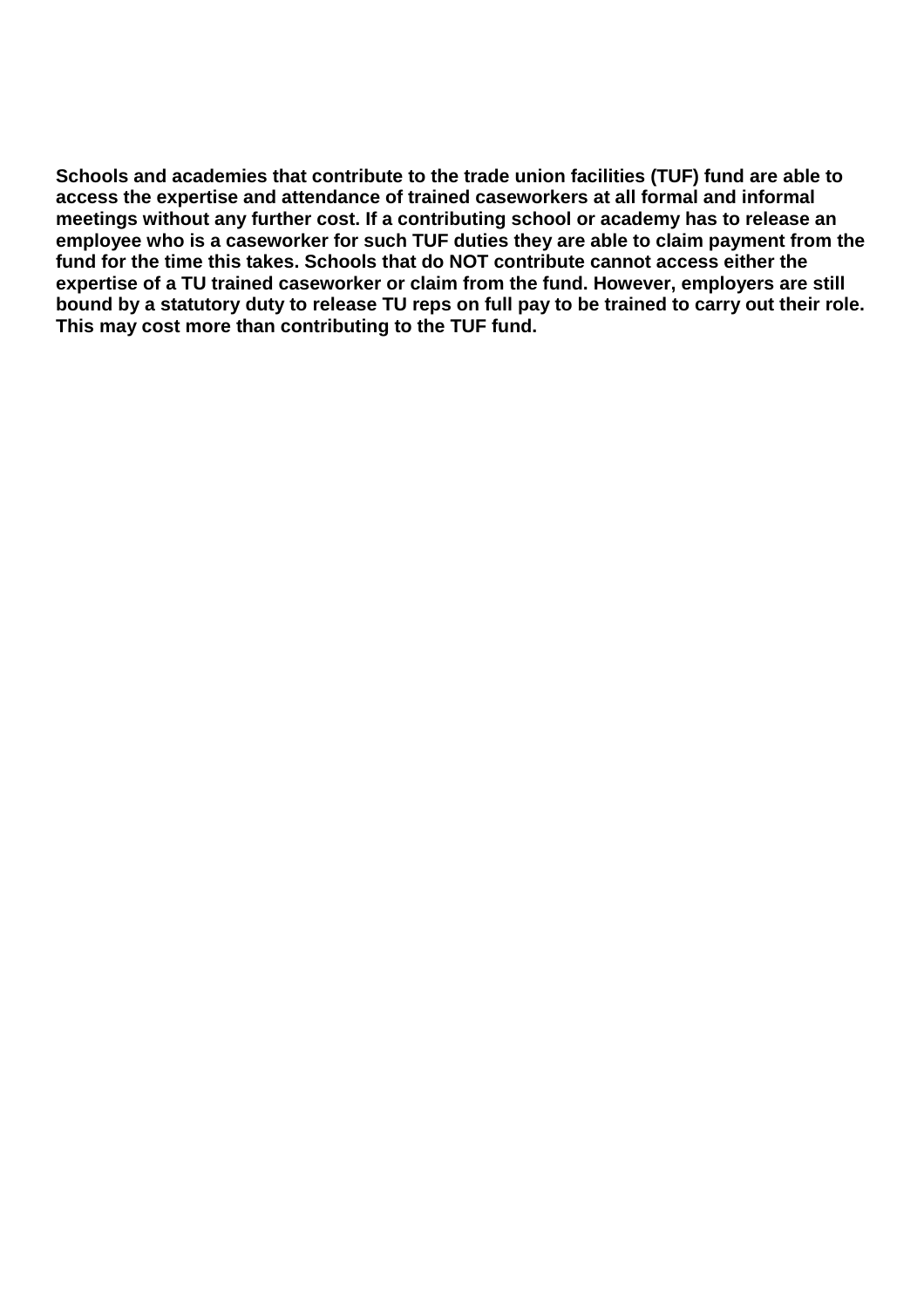**Schools and academies that contribute to the trade union facilities (TUF) fund are able to access the expertise and attendance of trained caseworkers at all formal and informal meetings without any further cost. If a contributing school or academy has to release an employee who is a caseworker for such TUF duties they are able to claim payment from the fund for the time this takes. Schools that do NOT contribute cannot access either the expertise of a TU trained caseworker or claim from the fund. However, employers are still bound by a statutory duty to release TU reps on full pay to be trained to carry out their role. This may cost more than contributing to the TUF fund.**